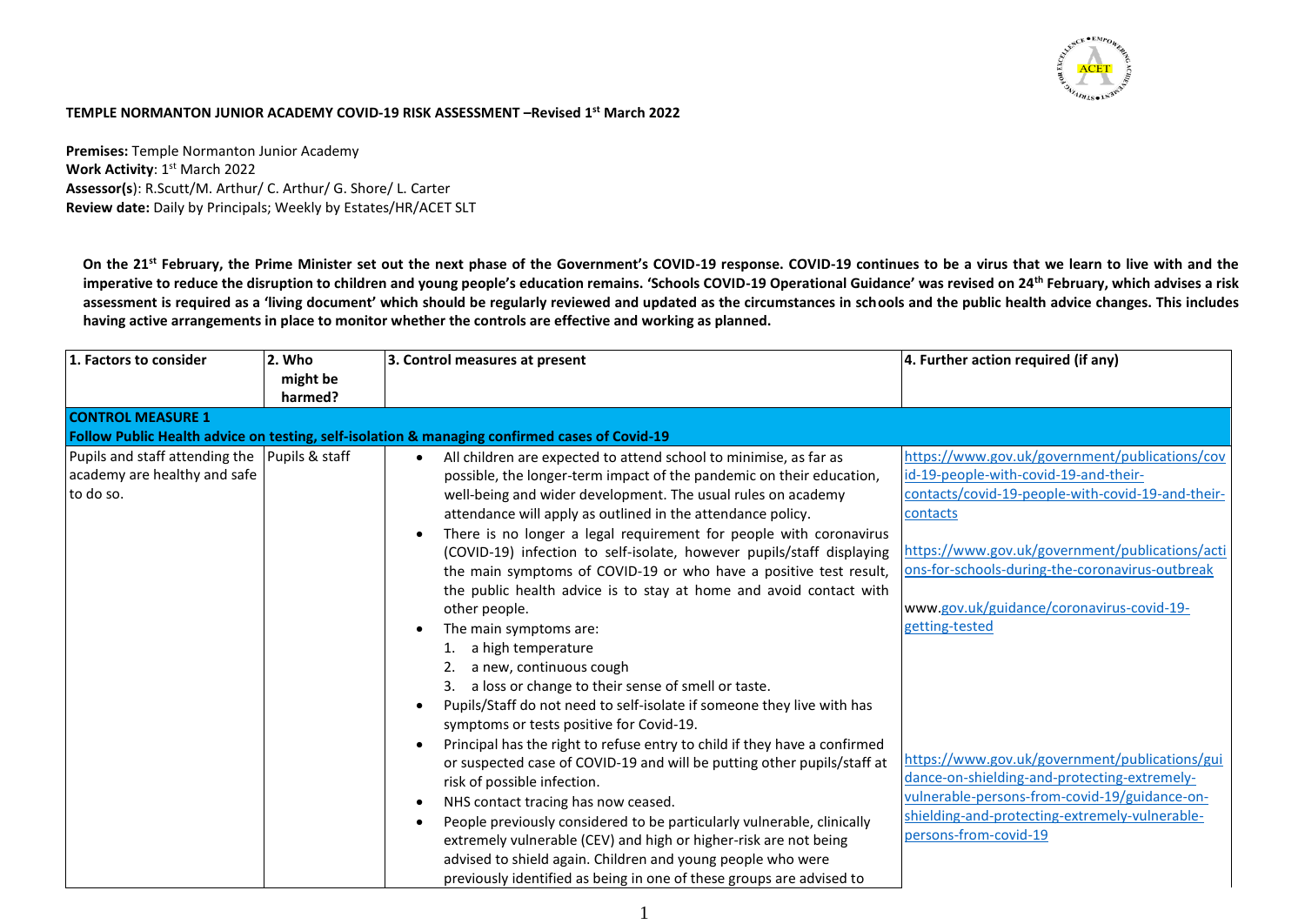**TEMPLE NORMANTON JUNIOR ACADEMY COVID-19 RISK ASSESSMENT –Revised 1st March 2022**

**Premises:** Temple Normanton Junior Academy
**Work Activity**: 1st March 2022
**Assessor(s**): R.Scutt/M. Arthur/ C. Arthur/ G. Shore/ L. Carter
**Review date:** Daily by Principals; Weekly by Estates/HR/ACET SLT

**On the 21st February, the Prime Minister set out the next phase of the Government's COVID-19 response. COVID-19 continues to be a virus that we learn to live with and the imperative to reduce the disruption to children and young people's education remains. 'Schools COVID-19 Operational Guidance' was revised on 24th February, which advises a risk assessment is required as a 'living document' which should be regularly reviewed and updated as the circumstances in schools and the public health advice changes. This includes having active arrangements in place to monitor whether the controls are effective and working as planned.**

| 1. Factors to consider | 2. Who might be harmed? | 3. Control measures at present | 4. Further action required (if any) |
|---|---|---|---|
| **CONTROL MEASURE 1**<br>**Follow Public Health advice on testing, self-isolation & managing confirmed cases of Covid-19** | | | |
| Pupils and staff attending the academy are healthy and safe to do so. | Pupils & staff | • All children are expected to attend school to minimise, as far as possible, the longer-term impact of the pandemic on their education, well-being and wider development. The usual rules on academy attendance will apply as outlined in the attendance policy.<br>• There is no longer a legal requirement for people with coronavirus (COVID-19) infection to self-isolate, however pupils/staff displaying the main symptoms of COVID-19 or who have a positive test result, the public health advice is to stay at home and avoid contact with other people.<br>• The main symptoms are:<br>1. a high temperature<br>2. a new, continuous cough<br>3. a loss or change to their sense of smell or taste.<br>• Pupils/Staff do not need to self-isolate if someone they live with has symptoms or tests positive for Covid-19.<br>• Principal has the right to refuse entry to child if they have a confirmed or suspected case of COVID-19 and will be putting other pupils/staff at risk of possible infection.<br>• NHS contact tracing has now ceased.<br>• People previously considered to be particularly vulnerable, clinically extremely vulnerable (CEV) and high or higher-risk are not being advised to shield again. Children and young people who were previously identified as being in one of these groups are advised to | https://www.gov.uk/government/publications/covid-19-people-with-covid-19-and-their-contacts/covid-19-people-with-covid-19-and-their-contacts<br><br>https://www.gov.uk/government/publications/actions-for-schools-during-the-coronavirus-outbreak<br><br>www.gov.uk/guidance/coronavirus-covid-19-getting-tested<br><br>https://www.gov.uk/government/publications/guidance-on-shielding-and-protecting-extremely-vulnerable-persons-from-covid-19/guidance-on-shielding-and-protecting-extremely-vulnerable-persons-from-covid-19 |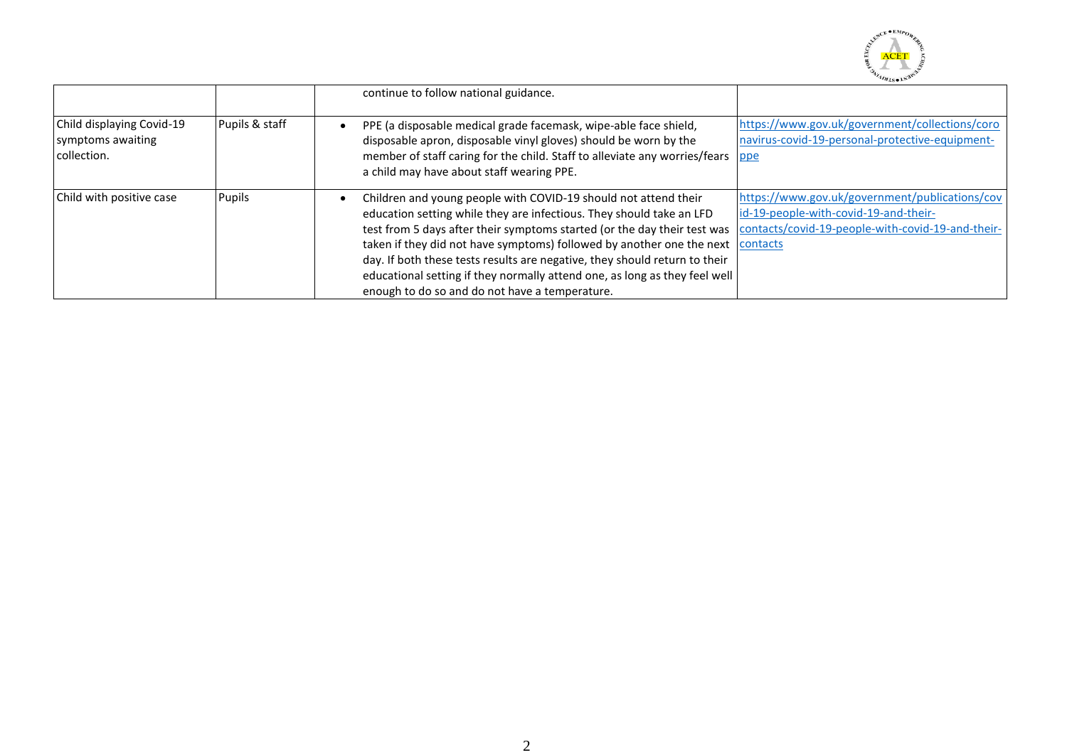| | | | |
|---|---|---|---|
| | | continue to follow national guidance. | |
| Child displaying Covid-19 symptoms awaiting collection. | Pupils & staff | • PPE (a disposable medical grade facemask, wipe-able face shield, disposable apron, disposable vinyl gloves) should be worn by the member of staff caring for the child. Staff to alleviate any worries/fears a child may have about staff wearing PPE. | https://www.gov.uk/government/collections/coronavirus-covid-19-personal-protective-equipment-ppe |
| Child with positive case | Pupils | • Children and young people with COVID-19 should not attend their education setting while they are infectious. They should take an LFD test from 5 days after their symptoms started (or the day their test was taken if they did not have symptoms) followed by another one the next day. If both these tests results are negative, they should return to their educational setting if they normally attend one, as long as they feel well enough to do so and do not have a temperature. | https://www.gov.uk/government/publications/covid-19-people-with-covid-19-and-their-contacts/covid-19-people-with-covid-19-and-their-contacts |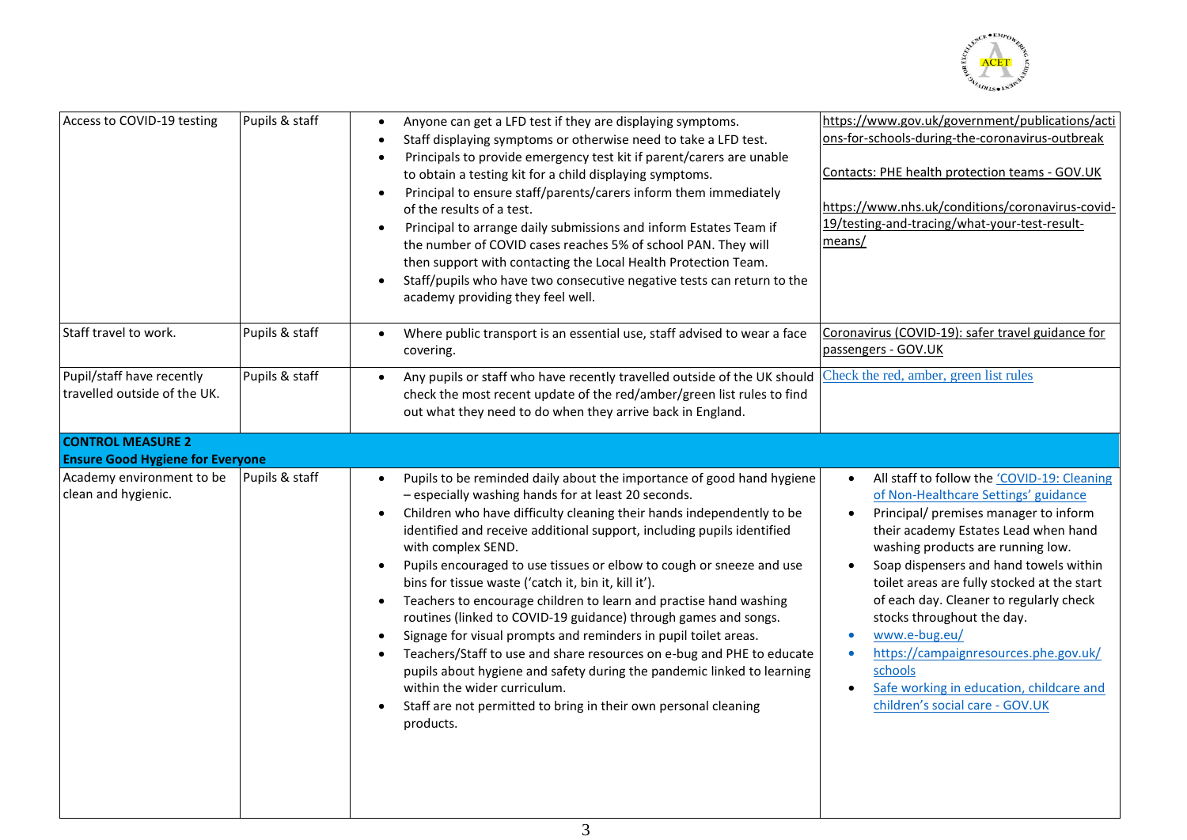| | | | |
|---|---|---|---|
| Access to COVID-19 testing | Pupils & staff | • Anyone can get a LFD test if they are displaying symptoms.<br>• Staff displaying symptoms or otherwise need to take a LFD test.<br>• Principals to provide emergency test kit if parent/carers are unable to obtain a testing kit for a child displaying symptoms.<br>• Principal to ensure staff/parents/carers inform them immediately of the results of a test.<br>• Principal to arrange daily submissions and inform Estates Team if the number of COVID cases reaches 5% of school PAN. They will then support with contacting the Local Health Protection Team.<br>• Staff/pupils who have two consecutive negative tests can return to the academy providing they feel well. | https://www.gov.uk/government/publications/actions-for-schools-during-the-coronavirus-outbreak<br><br>Contacts: PHE health protection teams - GOV.UK<br><br>https://www.nhs.uk/conditions/coronavirus-covid-19/testing-and-tracing/what-your-test-result-means/ |
| Staff travel to work. | Pupils & staff | • Where public transport is an essential use, staff advised to wear a face covering. | Coronavirus (COVID-19): safer travel guidance for passengers - GOV.UK |
| Pupil/staff have recently travelled outside of the UK. | Pupils & staff | • Any pupils or staff who have recently travelled outside of the UK should check the most recent update of the red/amber/green list rules to find out what they need to do when they arrive back in England. | Check the red, amber, green list rules |
| **CONTROL MEASURE 2**<br>**Ensure Good Hygiene for Everyone** | | | |
| Academy environment to be clean and hygienic. | Pupils & staff | • Pupils to be reminded daily about the importance of good hand hygiene – especially washing hands for at least 20 seconds.<br>• Children who have difficulty cleaning their hands independently to be identified and receive additional support, including pupils identified with complex SEND.<br>• Pupils encouraged to use tissues or elbow to cough or sneeze and use bins for tissue waste ('catch it, bin it, kill it').<br>• Teachers to encourage children to learn and practise hand washing routines (linked to COVID-19 guidance) through games and songs.<br>• Signage for visual prompts and reminders in pupil toilet areas.<br>• Teachers/Staff to use and share resources on e-bug and PHE to educate pupils about hygiene and safety during the pandemic linked to learning within the wider curriculum.<br>• Staff are not permitted to bring in their own personal cleaning products. | • All staff to follow the 'COVID-19: Cleaning of Non-Healthcare Settings' guidance<br>• Principal/ premises manager to inform their academy Estates Lead when hand washing products are running low.<br>• Soap dispensers and hand towels within toilet areas are fully stocked at the start of each day. Cleaner to regularly check stocks throughout the day.<br>• www.e-bug.eu/<br>• https://campaignresources.phe.gov.uk/schools<br>• Safe working in education, childcare and children's social care - GOV.UK |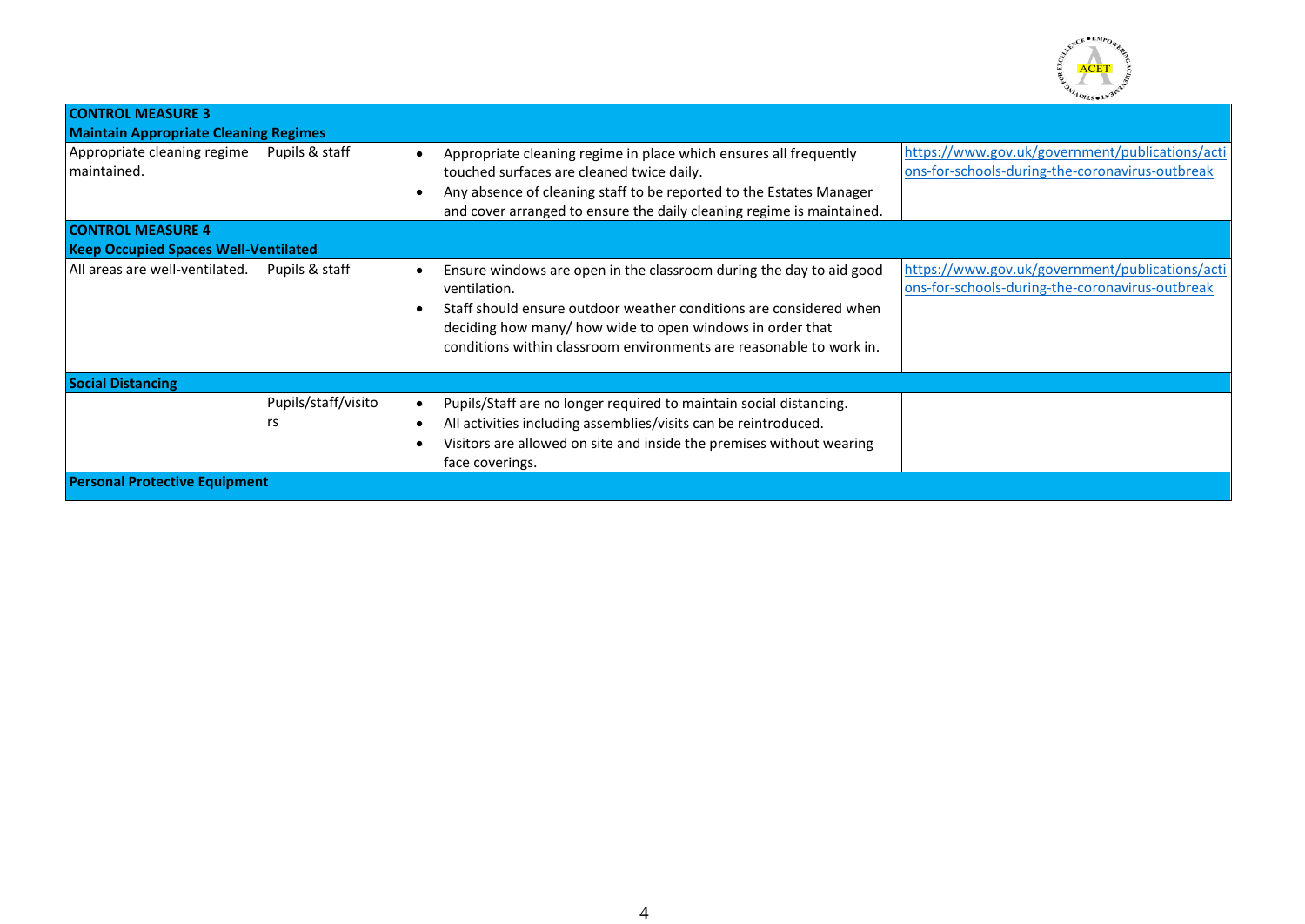| | | | |
|---|---|---|---|
| **CONTROL MEASURE 3**<br>**Maintain Appropriate Cleaning Regimes** | | | |
| Appropriate cleaning regime maintained. | Pupils & staff | • Appropriate cleaning regime in place which ensures all frequently touched surfaces are cleaned twice daily.<br>• Any absence of cleaning staff to be reported to the Estates Manager and cover arranged to ensure the daily cleaning regime is maintained. | https://www.gov.uk/government/publications/actions-for-schools-during-the-coronavirus-outbreak |
| **CONTROL MEASURE 4**<br>**Keep Occupied Spaces Well-Ventilated** | | | |
| All areas are well-ventilated. | Pupils & staff | • Ensure windows are open in the classroom during the day to aid good ventilation.<br>• Staff should ensure outdoor weather conditions are considered when deciding how many/ how wide to open windows in order that conditions within classroom environments are reasonable to work in. | https://www.gov.uk/government/publications/actions-for-schools-during-the-coronavirus-outbreak |
| **Social Distancing** | | | |
| | Pupils/staff/visitors | • Pupils/Staff are no longer required to maintain social distancing.<br>• All activities including assemblies/visits can be reintroduced.<br>• Visitors are allowed on site and inside the premises without wearing face coverings. | |
| **Personal Protective Equipment** | | | |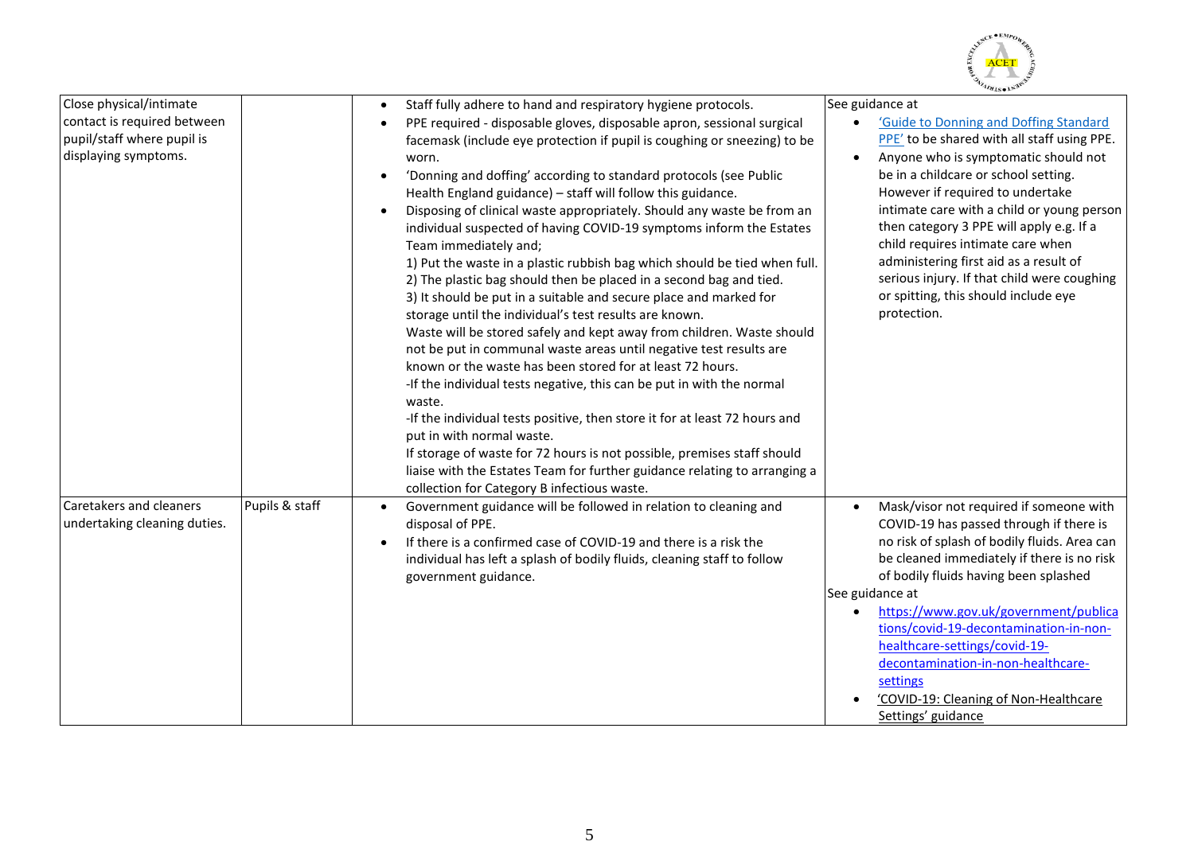| | | | |
|---|---|---|---|
| Close physical/intimate contact is required between pupil/staff where pupil is displaying symptoms. | | • Staff fully adhere to hand and respiratory hygiene protocols.<br>• PPE required - disposable gloves, disposable apron, sessional surgical facemask (include eye protection if pupil is coughing or sneezing) to be worn.<br>• 'Donning and doffing' according to standard protocols (see Public Health England guidance) – staff will follow this guidance.<br>• Disposing of clinical waste appropriately. Should any waste be from an individual suspected of having COVID-19 symptoms inform the Estates Team immediately and;<br>1) Put the waste in a plastic rubbish bag which should be tied when full.<br>2) The plastic bag should then be placed in a second bag and tied.<br>3) It should be put in a suitable and secure place and marked for storage until the individual's test results are known.<br>Waste will be stored safely and kept away from children. Waste should not be put in communal waste areas until negative test results are known or the waste has been stored for at least 72 hours.<br>-If the individual tests negative, this can be put in with the normal waste.<br>-If the individual tests positive, then store it for at least 72 hours and put in with normal waste.<br>If storage of waste for 72 hours is not possible, premises staff should liaise with the Estates Team for further guidance relating to arranging a collection for Category B infectious waste. | See guidance at<br>• 'Guide to Donning and Doffing Standard PPE' to be shared with all staff using PPE.<br>• Anyone who is symptomatic should not be in a childcare or school setting. However if required to undertake intimate care with a child or young person then category 3 PPE will apply e.g. If a child requires intimate care when administering first aid as a result of serious injury. If that child were coughing or spitting, this should include eye protection. |
| Caretakers and cleaners undertaking cleaning duties. | Pupils & staff | • Government guidance will be followed in relation to cleaning and disposal of PPE.<br>• If there is a confirmed case of COVID-19 and there is a risk the individual has left a splash of bodily fluids, cleaning staff to follow government guidance. | • Mask/visor not required if someone with COVID-19 has passed through if there is no risk of splash of bodily fluids. Area can be cleaned immediately if there is no risk of bodily fluids having been splashed<br>See guidance at<br>• https://www.gov.uk/government/publications/covid-19-decontamination-in-non-healthcare-settings/covid-19-decontamination-in-non-healthcare-settings<br>• 'COVID-19: Cleaning of Non-Healthcare Settings' guidance |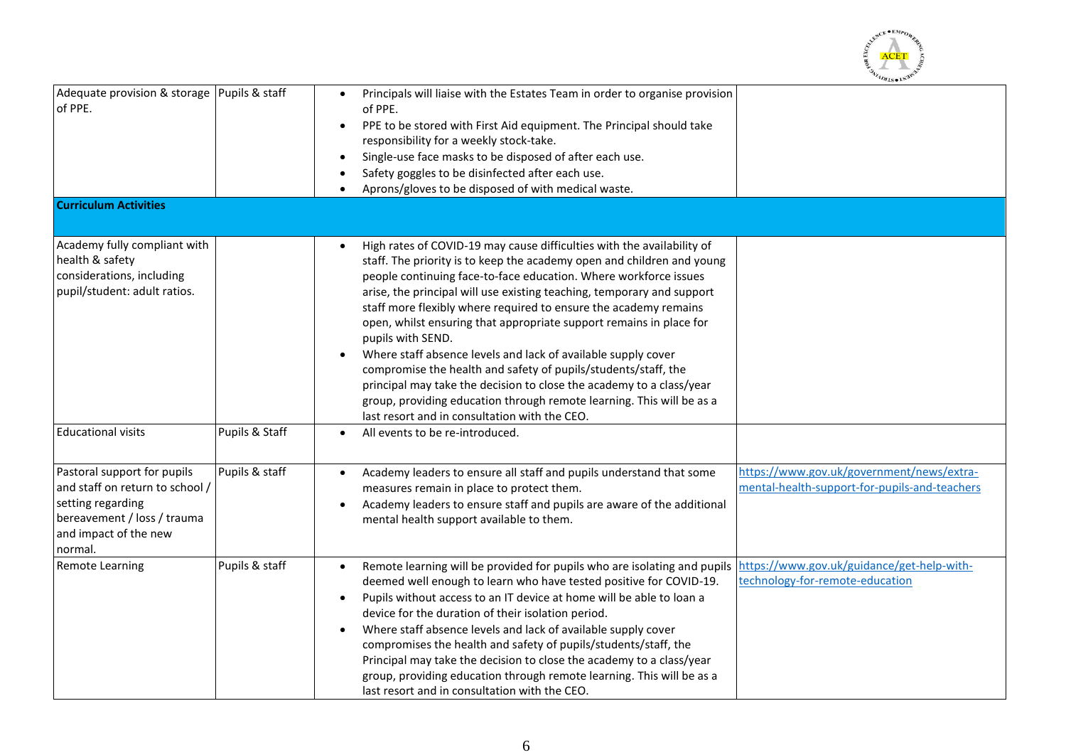| | | | |
|---|---|---|---|
| Adequate provision & storage of PPE. | Pupils & staff | • Principals will liaise with the Estates Team in order to organise provision of PPE.<br>• PPE to be stored with First Aid equipment. The Principal should take responsibility for a weekly stock-take.<br>• Single-use face masks to be disposed of after each use.<br>• Safety goggles to be disinfected after each use.<br>• Aprons/gloves to be disposed of with medical waste. | |
| **Curriculum Activities** | | | |
| Academy fully compliant with health & safety considerations, including pupil/student: adult ratios. | | • High rates of COVID-19 may cause difficulties with the availability of staff. The priority is to keep the academy open and children and young people continuing face-to-face education. Where workforce issues arise, the principal will use existing teaching, temporary and support staff more flexibly where required to ensure the academy remains open, whilst ensuring that appropriate support remains in place for pupils with SEND.<br>• Where staff absence levels and lack of available supply cover compromise the health and safety of pupils/students/staff, the principal may take the decision to close the academy to a class/year group, providing education through remote learning. This will be as a last resort and in consultation with the CEO. | |
| Educational visits | Pupils & Staff | • All events to be re-introduced. | |
| Pastoral support for pupils and staff on return to school / setting regarding bereavement / loss / trauma and impact of the new normal. | Pupils & staff | • Academy leaders to ensure all staff and pupils understand that some measures remain in place to protect them.<br>• Academy leaders to ensure staff and pupils are aware of the additional mental health support available to them. | https://www.gov.uk/government/news/extra-mental-health-support-for-pupils-and-teachers |
| Remote Learning | Pupils & staff | • Remote learning will be provided for pupils who are isolating and pupils deemed well enough to learn who have tested positive for COVID-19.<br>• Pupils without access to an IT device at home will be able to loan a device for the duration of their isolation period.<br>• Where staff absence levels and lack of available supply cover compromises the health and safety of pupils/students/staff, the Principal may take the decision to close the academy to a class/year group, providing education through remote learning. This will be as a last resort and in consultation with the CEO. | https://www.gov.uk/guidance/get-help-with-technology-for-remote-education |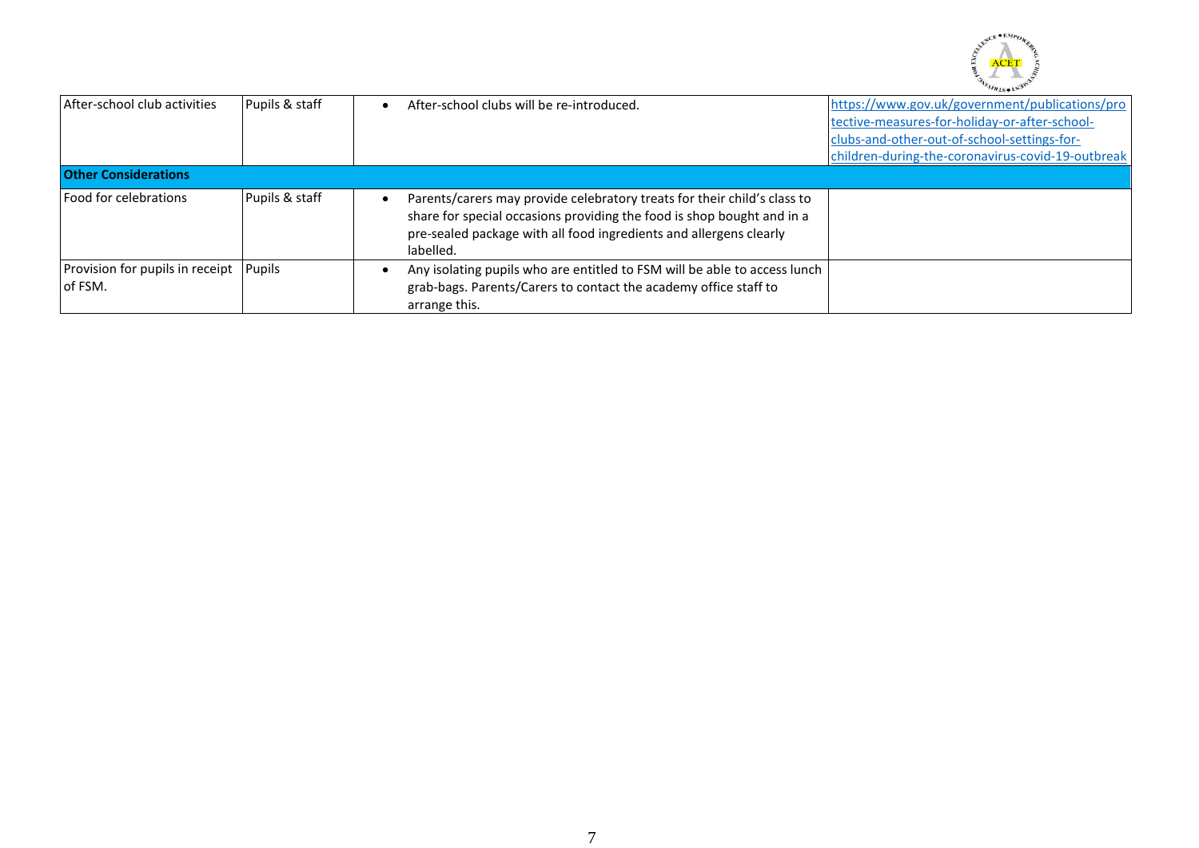| | | | |
|---|---|---|---|
| After-school club activities | Pupils & staff | • After-school clubs will be re-introduced. | https://www.gov.uk/government/publications/protective-measures-for-holiday-or-after-school-clubs-and-other-out-of-school-settings-for-children-during-the-coronavirus-covid-19-outbreak |
| **Other Considerations** | | | |
| Food for celebrations | Pupils & staff | • Parents/carers may provide celebratory treats for their child's class to share for special occasions providing the food is shop bought and in a pre-sealed package with all food ingredients and allergens clearly labelled. | |
| Provision for pupils in receipt of FSM. | Pupils | • Any isolating pupils who are entitled to FSM will be able to access lunch grab-bags. Parents/Carers to contact the academy office staff to arrange this. | |